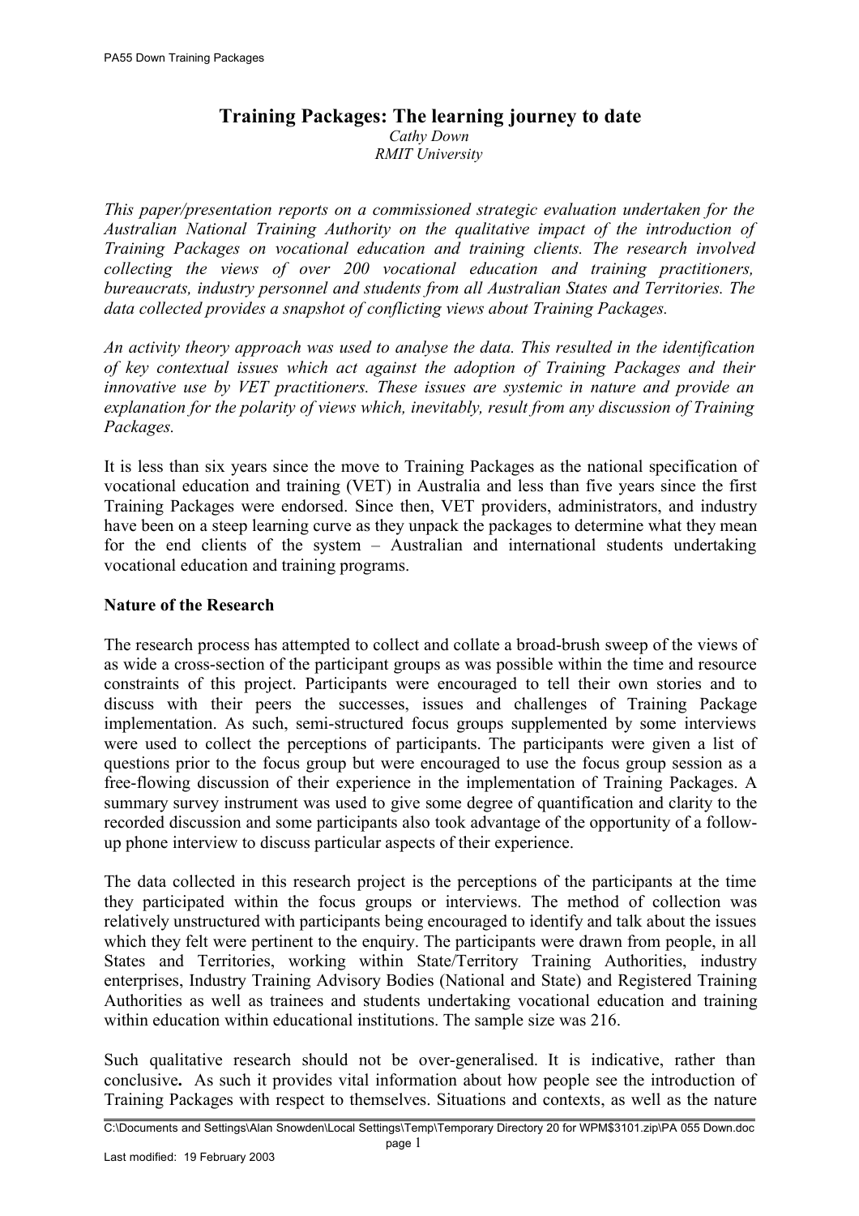# Training Packages: The learning journey to date

*Cathy Down*
*RMIT University*

*This paper/presentation reports on a commissioned strategic evaluation undertaken for the Australian National Training Authority on the qualitative impact of the introduction of Training Packages on vocational education and training clients. The research involved collecting the views of over 200 vocational education and training practitioners, bureaucrats, industry personnel and students from all Australian States and Territories. The data collected provides a snapshot of conflicting views about Training Packages.*

*An activity theory approach was used to analyse the data. This resulted in the identification of key contextual issues which act against the adoption of Training Packages and their innovative use by VET practitioners. These issues are systemic in nature and provide an explanation for the polarity of views which, inevitably, result from any discussion of Training Packages.*

It is less than six years since the move to Training Packages as the national specification of vocational education and training (VET) in Australia and less than five years since the first Training Packages were endorsed. Since then, VET providers, administrators, and industry have been on a steep learning curve as they unpack the packages to determine what they mean for the end clients of the system – Australian and international students undertaking vocational education and training programs.

## Nature of the Research

The research process has attempted to collect and collate a broad-brush sweep of the views of as wide a cross-section of the participant groups as was possible within the time and resource constraints of this project. Participants were encouraged to tell their own stories and to discuss with their peers the successes, issues and challenges of Training Package implementation. As such, semi-structured focus groups supplemented by some interviews were used to collect the perceptions of participants. The participants were given a list of questions prior to the focus group but were encouraged to use the focus group session as a free-flowing discussion of their experience in the implementation of Training Packages. A summary survey instrument was used to give some degree of quantification and clarity to the recorded discussion and some participants also took advantage of the opportunity of a follow-up phone interview to discuss particular aspects of their experience.

The data collected in this research project is the perceptions of the participants at the time they participated within the focus groups or interviews. The method of collection was relatively unstructured with participants being encouraged to identify and talk about the issues which they felt were pertinent to the enquiry. The participants were drawn from people, in all States and Territories, working within State/Territory Training Authorities, industry enterprises, Industry Training Advisory Bodies (National and State) and Registered Training Authorities as well as trainees and students undertaking vocational education and training within education within educational institutions. The sample size was 216.

Such qualitative research should not be over-generalised. It is indicative, rather than conclusive**.** As such it provides vital information about how people see the introduction of Training Packages with respect to themselves. Situations and contexts, as well as the nature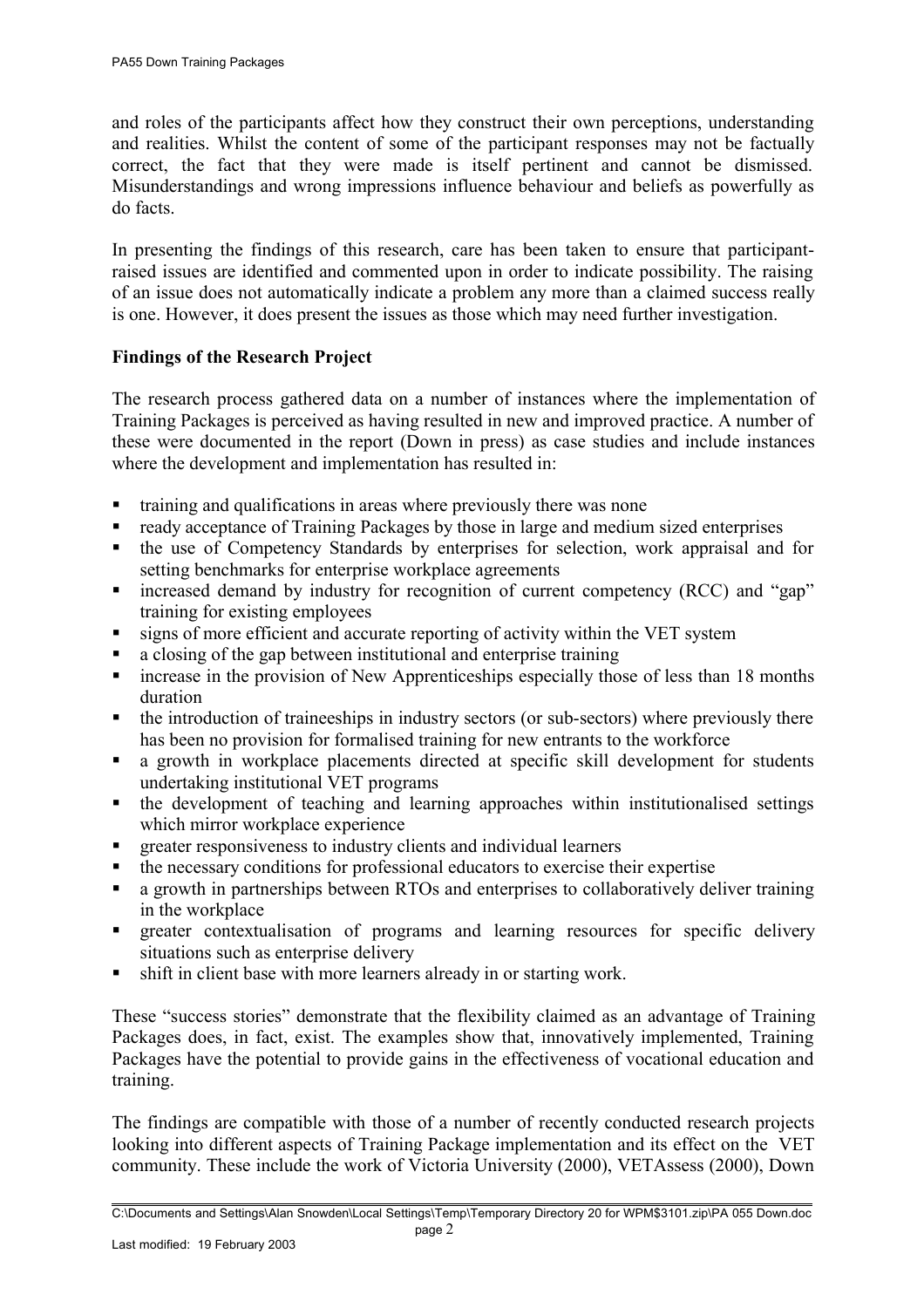and roles of the participants affect how they construct their own perceptions, understanding and realities. Whilst the content of some of the participant responses may not be factually correct, the fact that they were made is itself pertinent and cannot be dismissed. Misunderstandings and wrong impressions influence behaviour and beliefs as powerfully as do facts.

In presenting the findings of this research, care has been taken to ensure that participant-raised issues are identified and commented upon in order to indicate possibility. The raising of an issue does not automatically indicate a problem any more than a claimed success really is one. However, it does present the issues as those which may need further investigation.

**Findings of the Research Project**

The research process gathered data on a number of instances where the implementation of Training Packages is perceived as having resulted in new and improved practice. A number of these were documented in the report (Down in press) as case studies and include instances where the development and implementation has resulted in:

- training and qualifications in areas where previously there was none
- ready acceptance of Training Packages by those in large and medium sized enterprises
- the use of Competency Standards by enterprises for selection, work appraisal and for setting benchmarks for enterprise workplace agreements
- increased demand by industry for recognition of current competency (RCC) and "gap" training for existing employees
- signs of more efficient and accurate reporting of activity within the VET system
- a closing of the gap between institutional and enterprise training
- increase in the provision of New Apprenticeships especially those of less than 18 months duration
- the introduction of traineeships in industry sectors (or sub-sectors) where previously there has been no provision for formalised training for new entrants to the workforce
- a growth in workplace placements directed at specific skill development for students undertaking institutional VET programs
- the development of teaching and learning approaches within institutionalised settings which mirror workplace experience
- greater responsiveness to industry clients and individual learners
- the necessary conditions for professional educators to exercise their expertise
- a growth in partnerships between RTOs and enterprises to collaboratively deliver training in the workplace
- greater contextualisation of programs and learning resources for specific delivery situations such as enterprise delivery
- shift in client base with more learners already in or starting work.

These "success stories" demonstrate that the flexibility claimed as an advantage of Training Packages does, in fact, exist. The examples show that, innovatively implemented, Training Packages have the potential to provide gains in the effectiveness of vocational education and training.

The findings are compatible with those of a number of recently conducted research projects looking into different aspects of Training Package implementation and its effect on the VET community. These include the work of Victoria University (2000), VETAssess (2000), Down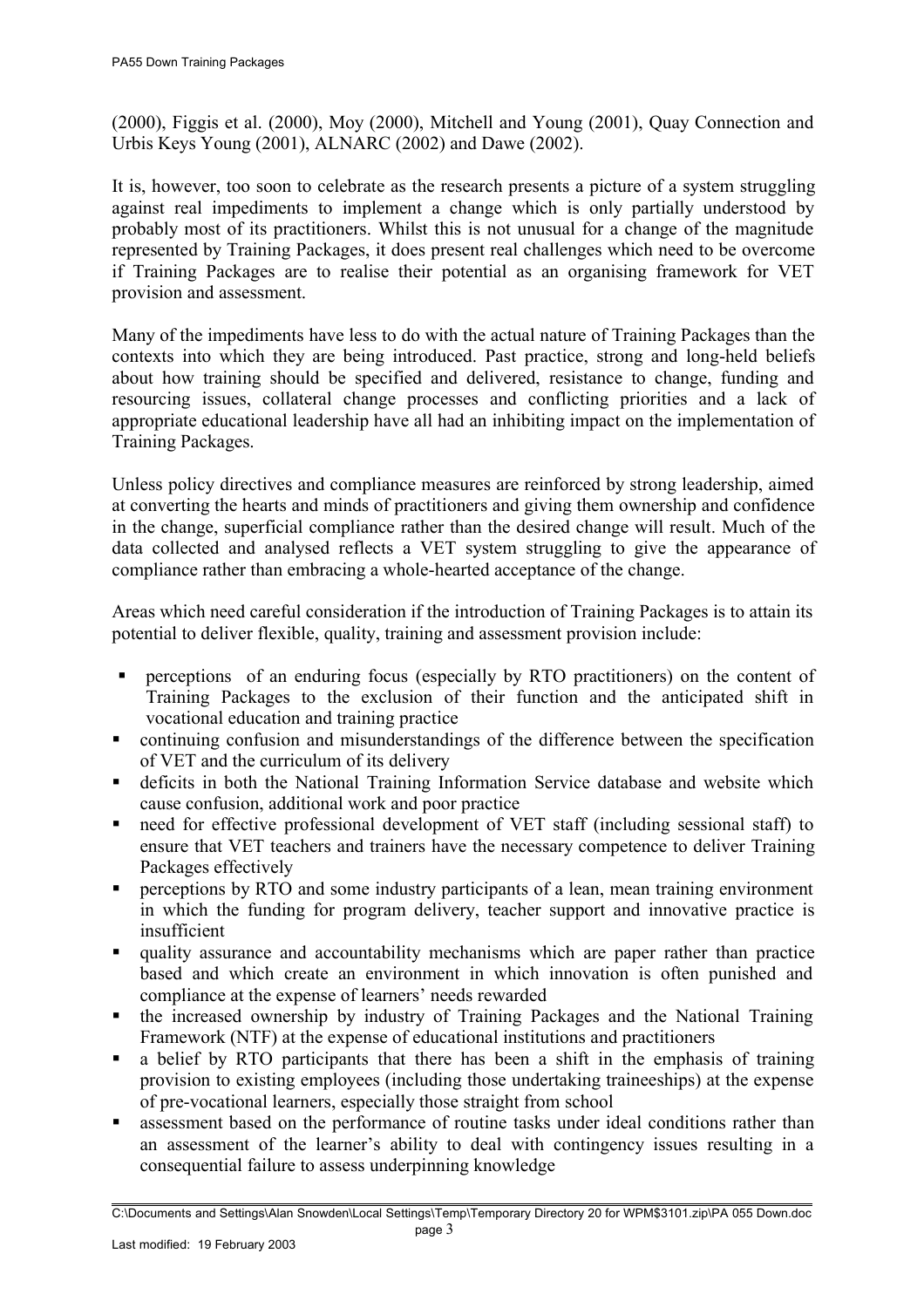(2000), Figgis et al. (2000), Moy (2000), Mitchell and Young (2001), Quay Connection and Urbis Keys Young (2001), ALNARC (2002) and Dawe (2002).

It is, however, too soon to celebrate as the research presents a picture of a system struggling against real impediments to implement a change which is only partially understood by probably most of its practitioners. Whilst this is not unusual for a change of the magnitude represented by Training Packages, it does present real challenges which need to be overcome if Training Packages are to realise their potential as an organising framework for VET provision and assessment.

Many of the impediments have less to do with the actual nature of Training Packages than the contexts into which they are being introduced. Past practice, strong and long-held beliefs about how training should be specified and delivered, resistance to change, funding and resourcing issues, collateral change processes and conflicting priorities and a lack of appropriate educational leadership have all had an inhibiting impact on the implementation of Training Packages.

Unless policy directives and compliance measures are reinforced by strong leadership, aimed at converting the hearts and minds of practitioners and giving them ownership and confidence in the change, superficial compliance rather than the desired change will result. Much of the data collected and analysed reflects a VET system struggling to give the appearance of compliance rather than embracing a whole-hearted acceptance of the change.

Areas which need careful consideration if the introduction of Training Packages is to attain its potential to deliver flexible, quality, training and assessment provision include:

- perceptions of an enduring focus (especially by RTO practitioners) on the content of Training Packages to the exclusion of their function and the anticipated shift in vocational education and training practice
- continuing confusion and misunderstandings of the difference between the specification of VET and the curriculum of its delivery
- deficits in both the National Training Information Service database and website which cause confusion, additional work and poor practice
- need for effective professional development of VET staff (including sessional staff) to ensure that VET teachers and trainers have the necessary competence to deliver Training Packages effectively
- perceptions by RTO and some industry participants of a lean, mean training environment in which the funding for program delivery, teacher support and innovative practice is insufficient
- quality assurance and accountability mechanisms which are paper rather than practice based and which create an environment in which innovation is often punished and compliance at the expense of learners' needs rewarded
- the increased ownership by industry of Training Packages and the National Training Framework (NTF) at the expense of educational institutions and practitioners
- a belief by RTO participants that there has been a shift in the emphasis of training provision to existing employees (including those undertaking traineeships) at the expense of pre-vocational learners, especially those straight from school
- assessment based on the performance of routine tasks under ideal conditions rather than an assessment of the learner's ability to deal with contingency issues resulting in a consequential failure to assess underpinning knowledge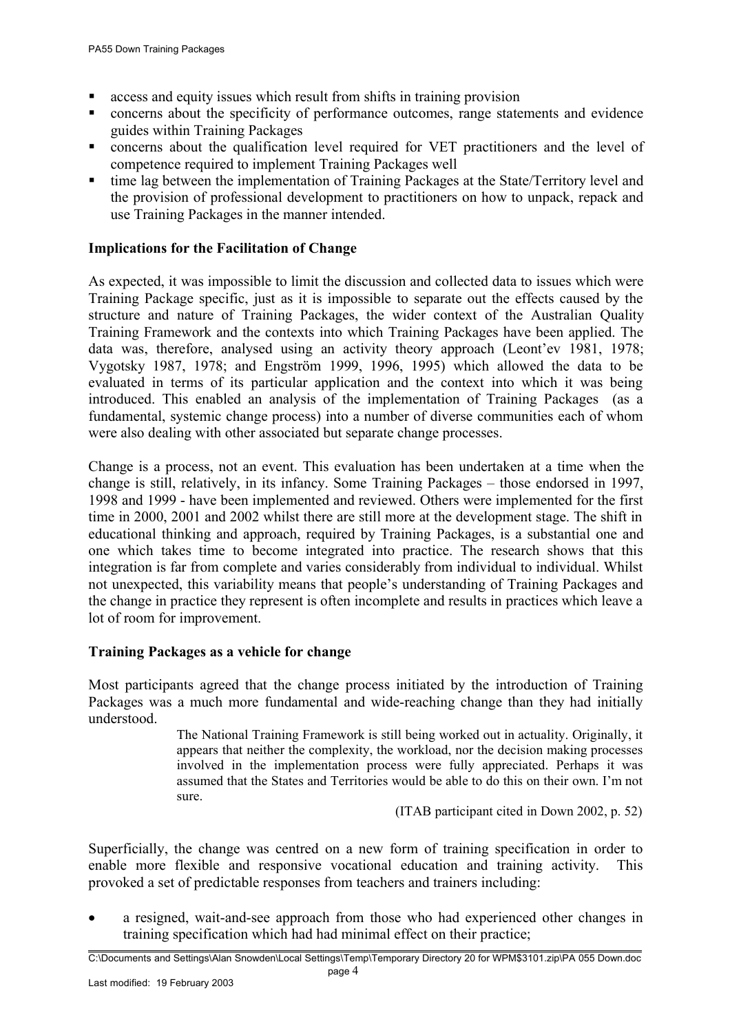- access and equity issues which result from shifts in training provision
- concerns about the specificity of performance outcomes, range statements and evidence guides within Training Packages
- concerns about the qualification level required for VET practitioners and the level of competence required to implement Training Packages well
- time lag between the implementation of Training Packages at the State/Territory level and the provision of professional development to practitioners on how to unpack, repack and use Training Packages in the manner intended.

**Implications for the Facilitation of Change**

As expected, it was impossible to limit the discussion and collected data to issues which were Training Package specific, just as it is impossible to separate out the effects caused by the structure and nature of Training Packages, the wider context of the Australian Quality Training Framework and the contexts into which Training Packages have been applied. The data was, therefore, analysed using an activity theory approach (Leont'ev 1981, 1978; Vygotsky 1987, 1978; and Engström 1999, 1996, 1995) which allowed the data to be evaluated in terms of its particular application and the context into which it was being introduced. This enabled an analysis of the implementation of Training Packages (as a fundamental, systemic change process) into a number of diverse communities each of whom were also dealing with other associated but separate change processes.

Change is a process, not an event. This evaluation has been undertaken at a time when the change is still, relatively, in its infancy. Some Training Packages – those endorsed in 1997, 1998 and 1999 - have been implemented and reviewed. Others were implemented for the first time in 2000, 2001 and 2002 whilst there are still more at the development stage. The shift in educational thinking and approach, required by Training Packages, is a substantial one and one which takes time to become integrated into practice. The research shows that this integration is far from complete and varies considerably from individual to individual. Whilst not unexpected, this variability means that people's understanding of Training Packages and the change in practice they represent is often incomplete and results in practices which leave a lot of room for improvement.

**Training Packages as a vehicle for change**

Most participants agreed that the change process initiated by the introduction of Training Packages was a much more fundamental and wide-reaching change than they had initially understood.

> The National Training Framework is still being worked out in actuality. Originally, it appears that neither the complexity, the workload, nor the decision making processes involved in the implementation process were fully appreciated. Perhaps it was assumed that the States and Territories would be able to do this on their own. I'm not sure.
>
> (ITAB participant cited in Down 2002, p. 52)

Superficially, the change was centred on a new form of training specification in order to enable more flexible and responsive vocational education and training activity. This provoked a set of predictable responses from teachers and trainers including:

- a resigned, wait-and-see approach from those who had experienced other changes in training specification which had had minimal effect on their practice;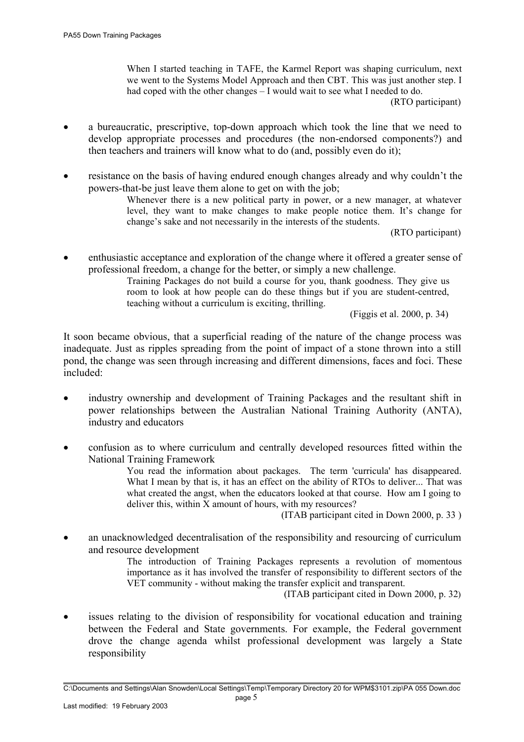> When I started teaching in TAFE, the Karmel Report was shaping curriculum, next we went to the Systems Model Approach and then CBT. This was just another step. I had coped with the other changes – I would wait to see what I needed to do.
>
> (RTO participant)

- a bureaucratic, prescriptive, top-down approach which took the line that we need to develop appropriate processes and procedures (the non-endorsed components?) and then teachers and trainers will know what to do (and, possibly even do it);

- resistance on the basis of having endured enough changes already and why couldn't the powers-that-be just leave them alone to get on with the job;

  > Whenever there is a new political party in power, or a new manager, at whatever level, they want to make changes to make people notice them. It's change for change's sake and not necessarily in the interests of the students.
  >
  > (RTO participant)

- enthusiastic acceptance and exploration of the change where it offered a greater sense of professional freedom, a change for the better, or simply a new challenge.

  > Training Packages do not build a course for you, thank goodness. They give us room to look at how people can do these things but if you are student-centred, teaching without a curriculum is exciting, thrilling.
  >
  > (Figgis et al. 2000, p. 34)

It soon became obvious, that a superficial reading of the nature of the change process was inadequate. Just as ripples spreading from the point of impact of a stone thrown into a still pond, the change was seen through increasing and different dimensions, faces and foci. These included:

- industry ownership and development of Training Packages and the resultant shift in power relationships between the Australian National Training Authority (ANTA), industry and educators

- confusion as to where curriculum and centrally developed resources fitted within the National Training Framework

  > You read the information about packages. The term 'curricula' has disappeared. What I mean by that is, it has an effect on the ability of RTOs to deliver... That was what created the angst, when the educators looked at that course. How am I going to deliver this, within X amount of hours, with my resources?
  >
  > (ITAB participant cited in Down 2000, p. 33 )

- an unacknowledged decentralisation of the responsibility and resourcing of curriculum and resource development

  > The introduction of Training Packages represents a revolution of momentous importance as it has involved the transfer of responsibility to different sectors of the VET community - without making the transfer explicit and transparent.
  >
  > (ITAB participant cited in Down 2000, p. 32)

- issues relating to the division of responsibility for vocational education and training between the Federal and State governments. For example, the Federal government drove the change agenda whilst professional development was largely a State responsibility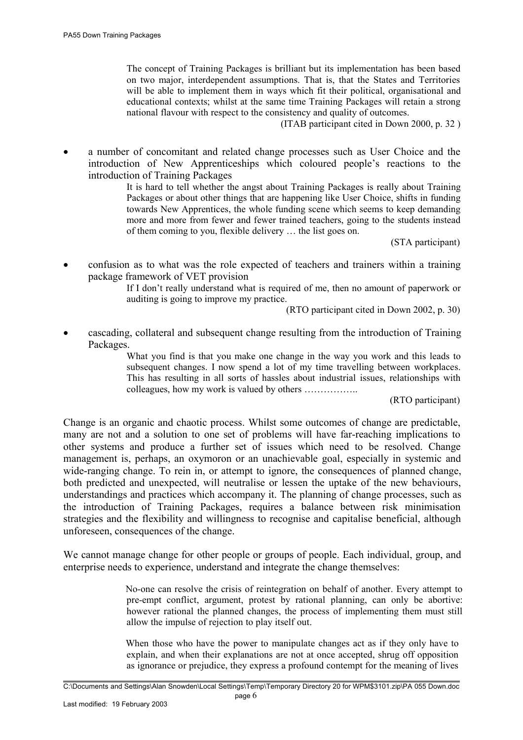> The concept of Training Packages is brilliant but its implementation has been based on two major, interdependent assumptions. That is, that the States and Territories will be able to implement them in ways which fit their political, organisational and educational contexts; whilst at the same time Training Packages will retain a strong national flavour with respect to the consistency and quality of outcomes.
>
> (ITAB participant cited in Down 2000, p. 32 )

- a number of concomitant and related change processes such as User Choice and the introduction of New Apprenticeships which coloured people's reactions to the introduction of Training Packages

  > It is hard to tell whether the angst about Training Packages is really about Training Packages or about other things that are happening like User Choice, shifts in funding towards New Apprentices, the whole funding scene which seems to keep demanding more and more from fewer and fewer trained teachers, going to the students instead of them coming to you, flexible delivery … the list goes on.
  >
  > (STA participant)

- confusion as to what was the role expected of teachers and trainers within a training package framework of VET provision

  > If I don't really understand what is required of me, then no amount of paperwork or auditing is going to improve my practice.
  >
  > (RTO participant cited in Down 2002, p. 30)

- cascading, collateral and subsequent change resulting from the introduction of Training Packages.

  > What you find is that you make one change in the way you work and this leads to subsequent changes. I now spend a lot of my time travelling between workplaces. This has resulting in all sorts of hassles about industrial issues, relationships with colleagues, how my work is valued by others ……………..
  >
  > (RTO participant)

Change is an organic and chaotic process. Whilst some outcomes of change are predictable, many are not and a solution to one set of problems will have far-reaching implications to other systems and produce a further set of issues which need to be resolved. Change management is, perhaps, an oxymoron or an unachievable goal, especially in systemic and wide-ranging change. To rein in, or attempt to ignore, the consequences of planned change, both predicted and unexpected, will neutralise or lessen the uptake of the new behaviours, understandings and practices which accompany it. The planning of change processes, such as the introduction of Training Packages, requires a balance between risk minimisation strategies and the flexibility and willingness to recognise and capitalise beneficial, although unforeseen, consequences of the change.

We cannot manage change for other people or groups of people. Each individual, group, and enterprise needs to experience, understand and integrate the change themselves:

> No-one can resolve the crisis of reintegration on behalf of another. Every attempt to pre-empt conflict, argument, protest by rational planning, can only be abortive: however rational the planned changes, the process of implementing them must still allow the impulse of rejection to play itself out.
>
> When those who have the power to manipulate changes act as if they only have to explain, and when their explanations are not at once accepted, shrug off opposition as ignorance or prejudice, they express a profound contempt for the meaning of lives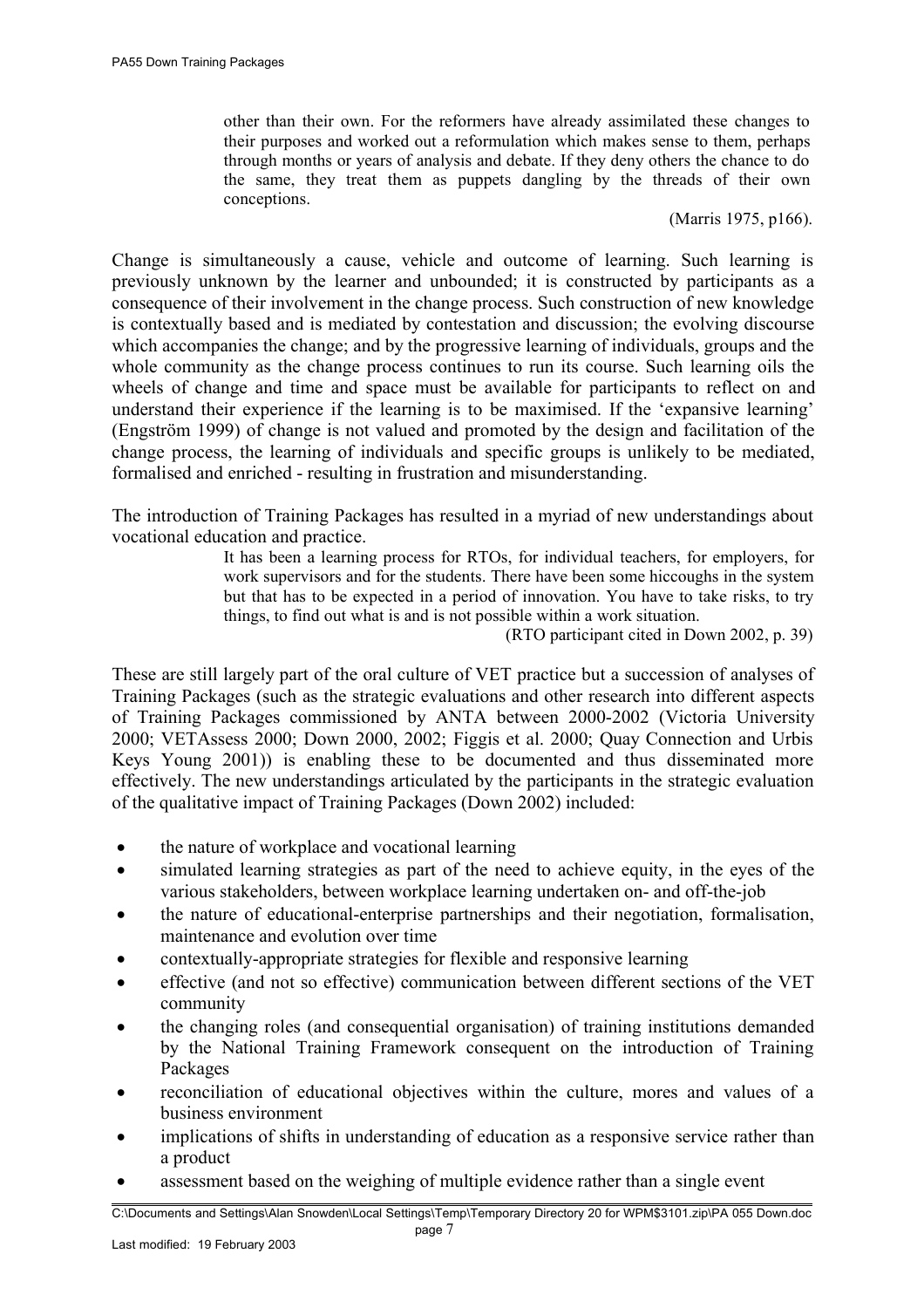> other than their own. For the reformers have already assimilated these changes to their purposes and worked out a reformulation which makes sense to them, perhaps through months or years of analysis and debate. If they deny others the chance to do the same, they treat them as puppets dangling by the threads of their own conceptions.
>
> (Marris 1975, p166).

Change is simultaneously a cause, vehicle and outcome of learning. Such learning is previously unknown by the learner and unbounded; it is constructed by participants as a consequence of their involvement in the change process. Such construction of new knowledge is contextually based and is mediated by contestation and discussion; the evolving discourse which accompanies the change; and by the progressive learning of individuals, groups and the whole community as the change process continues to run its course. Such learning oils the wheels of change and time and space must be available for participants to reflect on and understand their experience if the learning is to be maximised. If the 'expansive learning' (Engström 1999) of change is not valued and promoted by the design and facilitation of the change process, the learning of individuals and specific groups is unlikely to be mediated, formalised and enriched - resulting in frustration and misunderstanding.

The introduction of Training Packages has resulted in a myriad of new understandings about vocational education and practice.

> It has been a learning process for RTOs, for individual teachers, for employers, for work supervisors and for the students. There have been some hiccoughs in the system but that has to be expected in a period of innovation. You have to take risks, to try things, to find out what is and is not possible within a work situation.
>
> (RTO participant cited in Down 2002, p. 39)

These are still largely part of the oral culture of VET practice but a succession of analyses of Training Packages (such as the strategic evaluations and other research into different aspects of Training Packages commissioned by ANTA between 2000-2002 (Victoria University 2000; VETAssess 2000; Down 2000, 2002; Figgis et al. 2000; Quay Connection and Urbis Keys Young 2001)) is enabling these to be documented and thus disseminated more effectively. The new understandings articulated by the participants in the strategic evaluation of the qualitative impact of Training Packages (Down 2002) included:

- the nature of workplace and vocational learning
- simulated learning strategies as part of the need to achieve equity, in the eyes of the various stakeholders, between workplace learning undertaken on- and off-the-job
- the nature of educational-enterprise partnerships and their negotiation, formalisation, maintenance and evolution over time
- contextually-appropriate strategies for flexible and responsive learning
- effective (and not so effective) communication between different sections of the VET community
- the changing roles (and consequential organisation) of training institutions demanded by the National Training Framework consequent on the introduction of Training Packages
- reconciliation of educational objectives within the culture, mores and values of a business environment
- implications of shifts in understanding of education as a responsive service rather than a product
- assessment based on the weighing of multiple evidence rather than a single event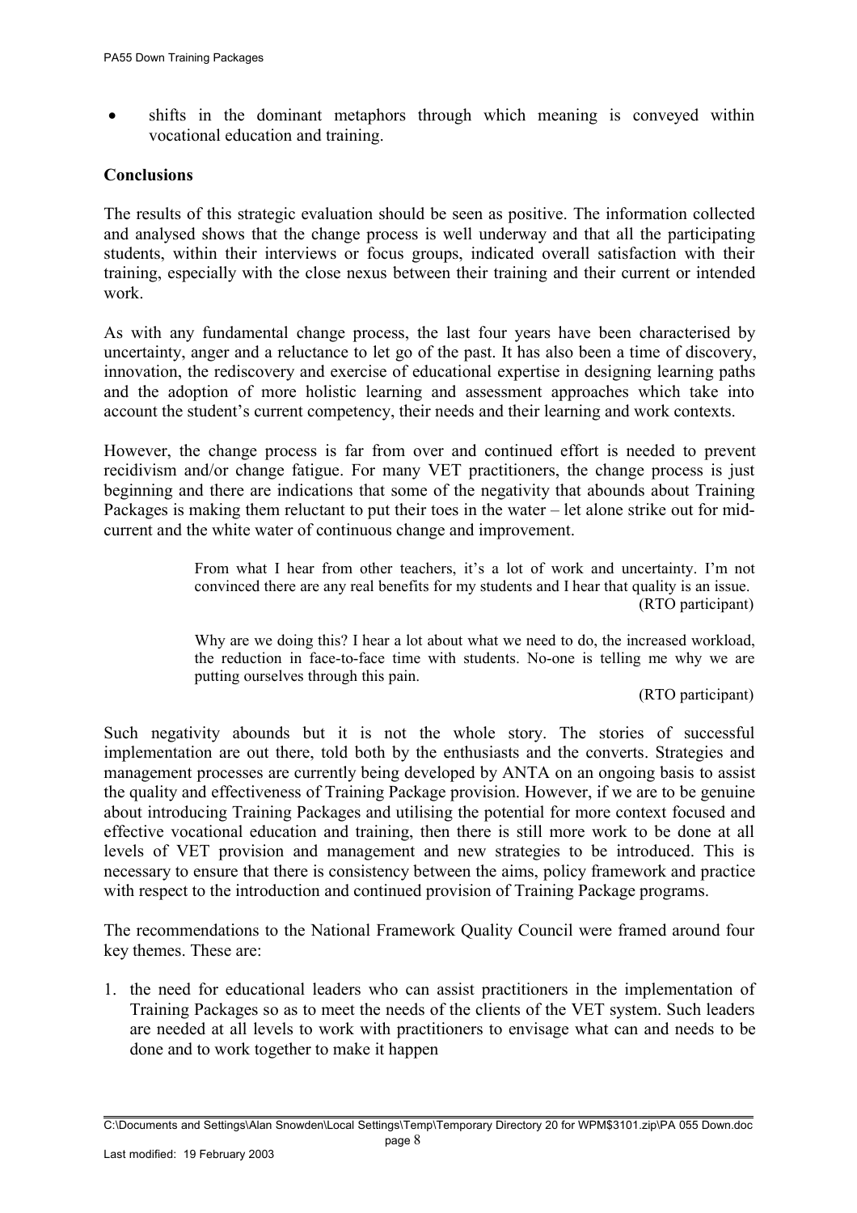- shifts in the dominant metaphors through which meaning is conveyed within vocational education and training.

**Conclusions**

The results of this strategic evaluation should be seen as positive. The information collected and analysed shows that the change process is well underway and that all the participating students, within their interviews or focus groups, indicated overall satisfaction with their training, especially with the close nexus between their training and their current or intended work.

As with any fundamental change process, the last four years have been characterised by uncertainty, anger and a reluctance to let go of the past. It has also been a time of discovery, innovation, the rediscovery and exercise of educational expertise in designing learning paths and the adoption of more holistic learning and assessment approaches which take into account the student's current competency, their needs and their learning and work contexts.

However, the change process is far from over and continued effort is needed to prevent recidivism and/or change fatigue. For many VET practitioners, the change process is just beginning and there are indications that some of the negativity that abounds about Training Packages is making them reluctant to put their toes in the water – let alone strike out for mid-current and the white water of continuous change and improvement.

> From what I hear from other teachers, it's a lot of work and uncertainty. I'm not convinced there are any real benefits for my students and I hear that quality is an issue.
> (RTO participant)

> Why are we doing this? I hear a lot about what we need to do, the increased workload, the reduction in face-to-face time with students. No-one is telling me why we are putting ourselves through this pain.
> (RTO participant)

Such negativity abounds but it is not the whole story. The stories of successful implementation are out there, told both by the enthusiasts and the converts. Strategies and management processes are currently being developed by ANTA on an ongoing basis to assist the quality and effectiveness of Training Package provision. However, if we are to be genuine about introducing Training Packages and utilising the potential for more context focused and effective vocational education and training, then there is still more work to be done at all levels of VET provision and management and new strategies to be introduced. This is necessary to ensure that there is consistency between the aims, policy framework and practice with respect to the introduction and continued provision of Training Package programs.

The recommendations to the National Framework Quality Council were framed around four key themes. These are:

1. the need for educational leaders who can assist practitioners in the implementation of Training Packages so as to meet the needs of the clients of the VET system. Such leaders are needed at all levels to work with practitioners to envisage what can and needs to be done and to work together to make it happen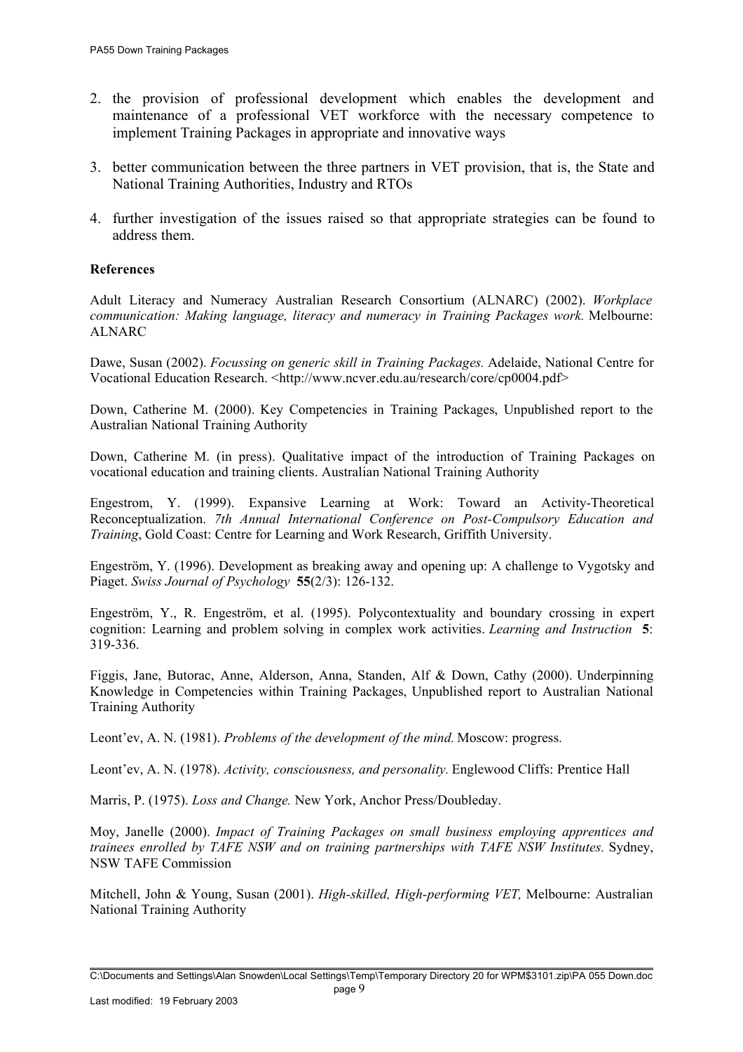2. the provision of professional development which enables the development and maintenance of a professional VET workforce with the necessary competence to implement Training Packages in appropriate and innovative ways

3. better communication between the three partners in VET provision, that is, the State and National Training Authorities, Industry and RTOs

4. further investigation of the issues raised so that appropriate strategies can be found to address them.

**References**

Adult Literacy and Numeracy Australian Research Consortium (ALNARC) (2002). *Workplace communication: Making language, literacy and numeracy in Training Packages work.* Melbourne: ALNARC

Dawe, Susan (2002). *Focussing on generic skill in Training Packages.* Adelaide, National Centre for Vocational Education Research. <http://www.ncver.edu.au/research/core/cp0004.pdf>

Down, Catherine M. (2000). Key Competencies in Training Packages, Unpublished report to the Australian National Training Authority

Down, Catherine M. (in press). Qualitative impact of the introduction of Training Packages on vocational education and training clients. Australian National Training Authority

Engestrom, Y. (1999). Expansive Learning at Work: Toward an Activity-Theoretical Reconceptualization. *7th Annual International Conference on Post-Compulsory Education and Training*, Gold Coast: Centre for Learning and Work Research, Griffith University.

Engeström, Y. (1996). Development as breaking away and opening up: A challenge to Vygotsky and Piaget. *Swiss Journal of Psychology* **55**(2/3): 126-132.

Engeström, Y., R. Engeström, et al. (1995). Polycontextuality and boundary crossing in expert cognition: Learning and problem solving in complex work activities. *Learning and Instruction* **5**: 319-336.

Figgis, Jane, Butorac, Anne, Alderson, Anna, Standen, Alf & Down, Cathy (2000). Underpinning Knowledge in Competencies within Training Packages, Unpublished report to Australian National Training Authority

Leont'ev, A. N. (1981). *Problems of the development of the mind.* Moscow: progress.

Leont'ev, A. N. (1978). *Activity, consciousness, and personality.* Englewood Cliffs: Prentice Hall

Marris, P. (1975). *Loss and Change.* New York, Anchor Press/Doubleday.

Moy, Janelle (2000). *Impact of Training Packages on small business employing apprentices and trainees enrolled by TAFE NSW and on training partnerships with TAFE NSW Institutes.* Sydney, NSW TAFE Commission

Mitchell, John & Young, Susan (2001). *High-skilled, High-performing VET,* Melbourne: Australian National Training Authority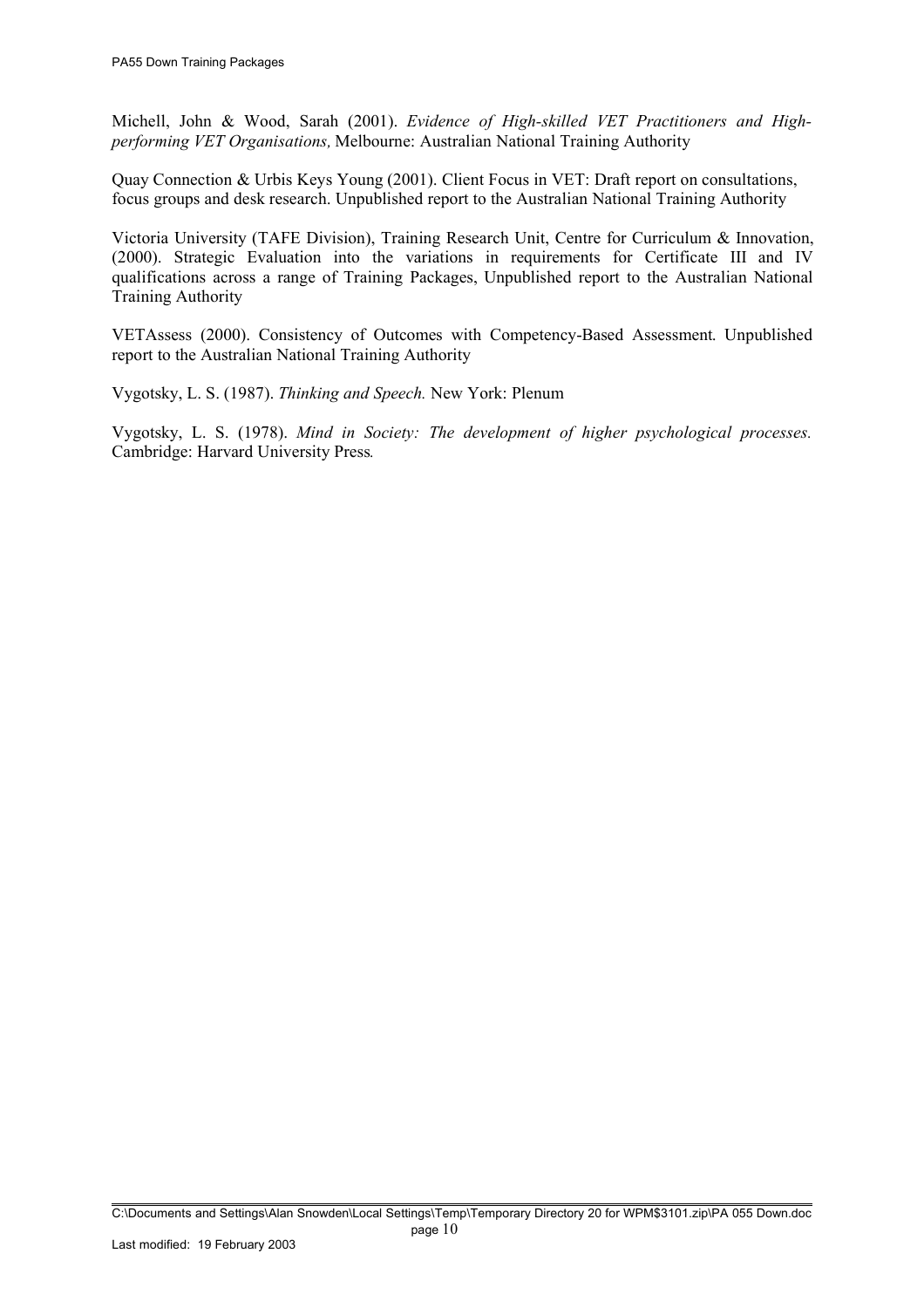Michell, John & Wood, Sarah (2001). *Evidence of High-skilled VET Practitioners and High-performing VET Organisations,* Melbourne: Australian National Training Authority

Quay Connection & Urbis Keys Young (2001). Client Focus in VET: Draft report on consultations, focus groups and desk research. Unpublished report to the Australian National Training Authority

Victoria University (TAFE Division), Training Research Unit, Centre for Curriculum & Innovation, (2000). Strategic Evaluation into the variations in requirements for Certificate III and IV qualifications across a range of Training Packages, Unpublished report to the Australian National Training Authority

VETAssess (2000). Consistency of Outcomes with Competency-Based Assessment. Unpublished report to the Australian National Training Authority

Vygotsky, L. S. (1987). *Thinking and Speech.* New York: Plenum

Vygotsky, L. S. (1978). *Mind in Society: The development of higher psychological processes.* Cambridge: Harvard University Press.